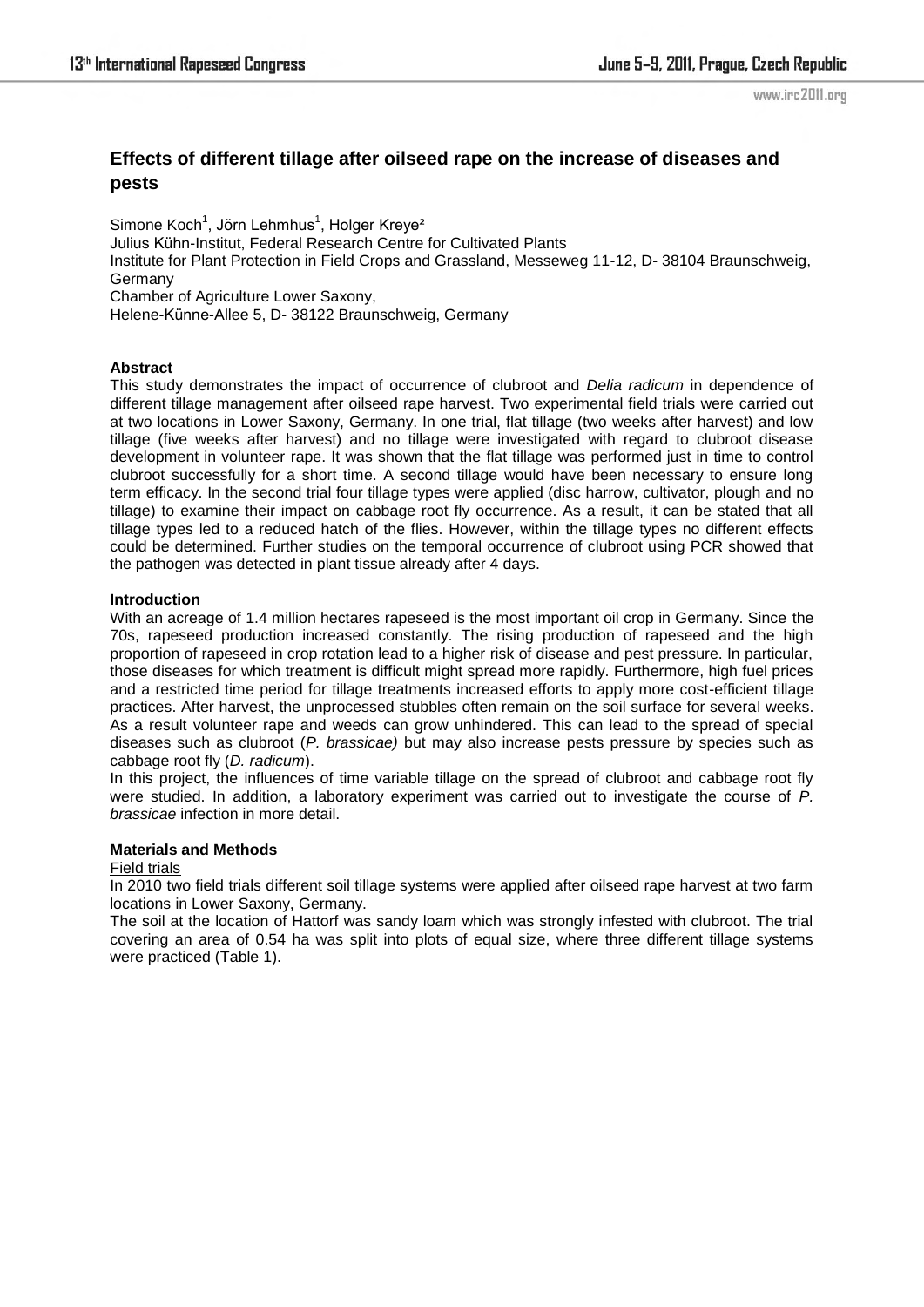# Effects of different tillage after oilseed rape on the increase of diseases and pests

Simone Koch[1], Jörn Lehmhus[1], Holger Kreye[2]
Julius Kühn-Institut, Federal Research Centre for Cultivated Plants
Institute for Plant Protection in Field Crops and Grassland, Messeweg 11-12, D- 38104 Braunschweig, Germany
Chamber of Agriculture Lower Saxony,
Helene-Künne-Allee 5, D- 38122 Braunschweig, Germany

## Abstract

This study demonstrates the impact of occurrence of clubroot and *Delia radicum* in dependence of different tillage management after oilseed rape harvest. Two experimental field trials were carried out at two locations in Lower Saxony, Germany. In one trial, flat tillage (two weeks after harvest) and low tillage (five weeks after harvest) and no tillage were investigated with regard to clubroot disease development in volunteer rape. It was shown that the flat tillage was performed just in time to control clubroot successfully for a short time. A second tillage would have been necessary to ensure long term efficacy. In the second trial four tillage types were applied (disc harrow, cultivator, plough and no tillage) to examine their impact on cabbage root fly occurrence. As a result, it can be stated that all tillage types led to a reduced hatch of the flies. However, within the tillage types no different effects could be determined. Further studies on the temporal occurrence of clubroot using PCR showed that the pathogen was detected in plant tissue already after 4 days.

## Introduction

With an acreage of 1.4 million hectares rapeseed is the most important oil crop in Germany. Since the 70s, rapeseed production increased constantly. The rising production of rapeseed and the high proportion of rapeseed in crop rotation lead to a higher risk of disease and pest pressure. In particular, those diseases for which treatment is difficult might spread more rapidly. Furthermore, high fuel prices and a restricted time period for tillage treatments increased efforts to apply more cost-efficient tillage practices. After harvest, the unprocessed stubbles often remain on the soil surface for several weeks. As a result volunteer rape and weeds can grow unhindered. This can lead to the spread of special diseases such as clubroot (*P. brassicae)* but may also increase pests pressure by species such as cabbage root fly (*D. radicum*).

In this project, the influences of time variable tillage on the spread of clubroot and cabbage root fly were studied. In addition, a laboratory experiment was carried out to investigate the course of *P. brassicae* infection in more detail.

## Materials and Methods

### Field trials

In 2010 two field trials different soil tillage systems were applied after oilseed rape harvest at two farm locations in Lower Saxony, Germany.

The soil at the location of Hattorf was sandy loam which was strongly infested with clubroot. The trial covering an area of 0.54 ha was split into plots of equal size, where three different tillage systems were practiced (Table 1).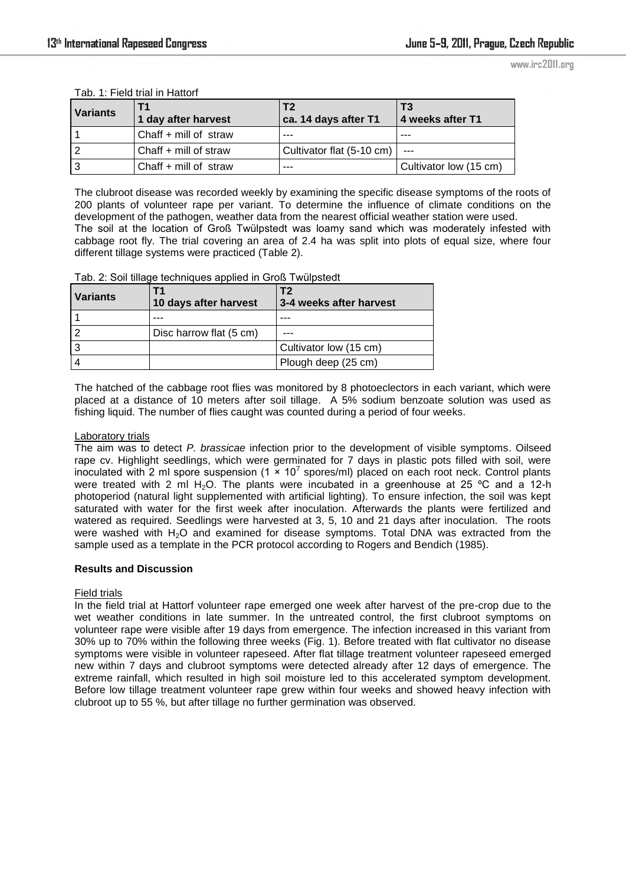Tab. 1: Field trial in Hattorf

| Variants | T1<br>1 day after harvest | T2<br>ca. 14 days after T1 | T3<br>4 weeks after T1 |
|---|---|---|---|
| 1 | Chaff + mill of straw | --- | --- |
| 2 | Chaff + mill of straw | Cultivator flat (5-10 cm) | --- |
| 3 | Chaff + mill of straw | --- | Cultivator low (15 cm) |

The clubroot disease was recorded weekly by examining the specific disease symptoms of the roots of 200 plants of volunteer rape per variant. To determine the influence of climate conditions on the development of the pathogen, weather data from the nearest official weather station were used.
The soil at the location of Groß Twülpstedt was loamy sand which was moderately infested with cabbage root fly. The trial covering an area of 2.4 ha was split into plots of equal size, where four different tillage systems were practiced (Table 2).

Tab. 2: Soil tillage techniques applied in Groß Twülpstedt

| Variants | T1<br>10 days after harvest | T2<br>3-4 weeks after harvest |
|---|---|---|
| 1 | --- | --- |
| 2 | Disc harrow flat (5 cm) | --- |
| 3 | | Cultivator low (15 cm) |
| 4 | | Plough deep (25 cm) |

The hatched of the cabbage root flies was monitored by 8 photoeclectors in each variant, which were placed at a distance of 10 meters after soil tillage. A 5% sodium benzoate solution was used as fishing liquid. The number of flies caught was counted during a period of four weeks.

Laboratory trials

The aim was to detect *P. brassicae* infection prior to the development of visible symptoms. Oilseed rape cv. Highlight seedlings, which were germinated for 7 days in plastic pots filled with soil, were inoculated with 2 ml spore suspension ($1 \times 10^7$ spores/ml) placed on each root neck. Control plants were treated with 2 ml $H_2O$. The plants were incubated in a greenhouse at 25 ºC and a 12-h photoperiod (natural light supplemented with artificial lighting). To ensure infection, the soil was kept saturated with water for the first week after inoculation. Afterwards the plants were fertilized and watered as required. Seedlings were harvested at 3, 5, 10 and 21 days after inoculation. The roots were washed with $H_2O$ and examined for disease symptoms. Total DNA was extracted from the sample used as a template in the PCR protocol according to Rogers and Bendich (1985).

**Results and Discussion**

Field trials

In the field trial at Hattorf volunteer rape emerged one week after harvest of the pre-crop due to the wet weather conditions in late summer. In the untreated control, the first clubroot symptoms on volunteer rape were visible after 19 days from emergence. The infection increased in this variant from 30% up to 70% within the following three weeks (Fig. 1). Before treated with flat cultivator no disease symptoms were visible in volunteer rapeseed. After flat tillage treatment volunteer rapeseed emerged new within 7 days and clubroot symptoms were detected already after 12 days of emergence. The extreme rainfall, which resulted in high soil moisture led to this accelerated symptom development. Before low tillage treatment volunteer rape grew within four weeks and showed heavy infection with clubroot up to 55 %, but after tillage no further germination was observed.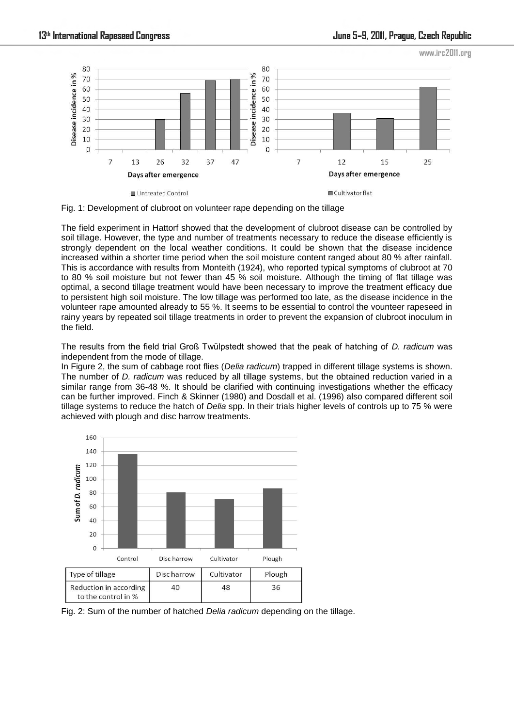Fig. 1: Development of clubroot on volunteer rape depending on the tillage

The field experiment in Hattorf showed that the development of clubroot disease can be controlled by soil tillage. However, the type and number of treatments necessary to reduce the disease efficiently is strongly dependent on the local weather conditions. It could be shown that the disease incidence increased within a shorter time period when the soil moisture content ranged about 80 % after rainfall. This is accordance with results from Monteith (1924), who reported typical symptoms of clubroot at 70 to 80 % soil moisture but not fewer than 45 % soil moisture. Although the timing of flat tillage was optimal, a second tillage treatment would have been necessary to improve the treatment efficacy due to persistent high soil moisture. The low tillage was performed too late, as the disease incidence in the volunteer rape amounted already to 55 %. It seems to be essential to control the vounteer rapeseed in rainy years by repeated soil tillage treatments in order to prevent the expansion of clubroot inoculum in the field.

The results from the field trial Groß Twülpstedt showed that the peak of hatching of *D. radicum* was independent from the mode of tillage.

In Figure 2, the sum of cabbage root flies (*Delia radicum*) trapped in different tillage systems is shown. The number of *D. radicum* was reduced by all tillage systems, but the obtained reduction varied in a similar range from 36-48 %. It should be clarified with continuing investigations whether the efficacy can be further improved. Finch & Skinner (1980) and Dosdall et al. (1996) also compared different soil tillage systems to reduce the hatch of *Delia* spp. In their trials higher levels of controls up to 75 % were achieved with plough and disc harrow treatments.

| Type of tillage | Disc harrow | Cultivator | Plough |
|---|---|---|---|
| Reduction in according to the control in % | 40 | 48 | 36 |

Fig. 2: Sum of the number of hatched *Delia radicum* depending on the tillage.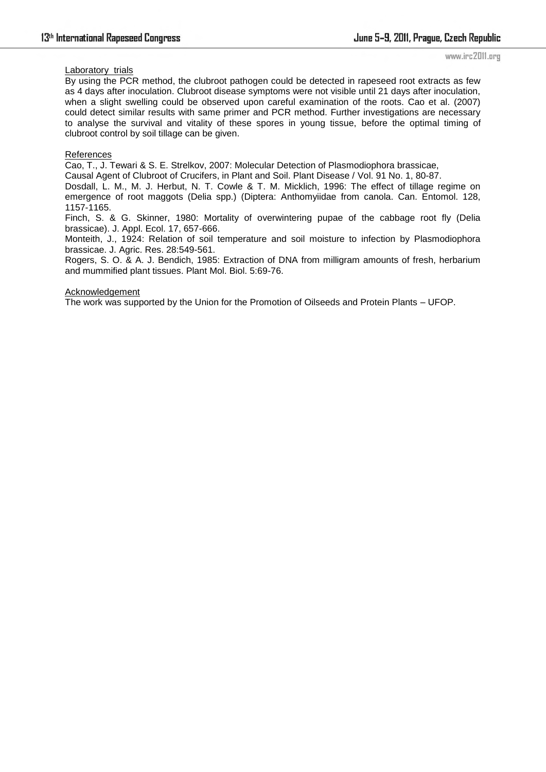### Laboratory trials

By using the PCR method, the clubroot pathogen could be detected in rapeseed root extracts as few as 4 days after inoculation. Clubroot disease symptoms were not visible until 21 days after inoculation, when a slight swelling could be observed upon careful examination of the roots. Cao et al. (2007) could detect similar results with same primer and PCR method. Further investigations are necessary to analyse the survival and vitality of these spores in young tissue, before the optimal timing of clubroot control by soil tillage can be given.

### References

Cao, T., J. Tewari & S. E. Strelkov, 2007: Molecular Detection of Plasmodiophora brassicae, Causal Agent of Clubroot of Crucifers, in Plant and Soil. Plant Disease / Vol. 91 No. 1, 80-87.

Dosdall, L. M., M. J. Herbut, N. T. Cowle & T. M. Micklich, 1996: The effect of tillage regime on emergence of root maggots (Delia spp.) (Diptera: Anthomyiidae from canola. Can. Entomol. 128, 1157-1165.

Finch, S. & G. Skinner, 1980: Mortality of overwintering pupae of the cabbage root fly (Delia brassicae). J. Appl. Ecol. 17, 657-666.

Monteith, J., 1924: Relation of soil temperature and soil moisture to infection by Plasmodiophora brassicae. J. Agric. Res. 28:549-561.

Rogers, S. O. & A. J. Bendich, 1985: Extraction of DNA from milligram amounts of fresh, herbarium and mummified plant tissues. Plant Mol. Biol. 5:69-76.

### Acknowledgement

The work was supported by the Union for the Promotion of Oilseeds and Protein Plants – UFOP.